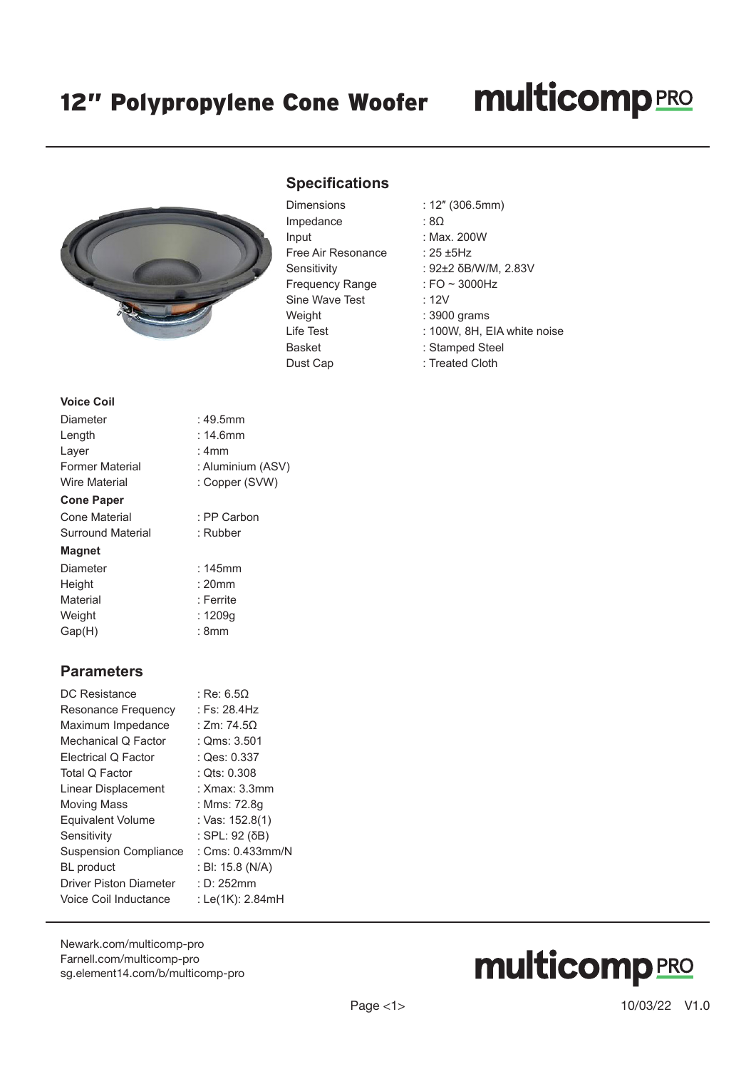# 12″ Polypropylene Cone Woofer

multicomp PRO

## Specifications

| | |
|---|---|
| Dimensions | : 12″ (306.5mm) |
| Impedance | : 8Ω |
| Input | : Max. 200W |
| Free Air Resonance | : 25 ±5Hz |
| Sensitivity | : 92±2 δB/W/M, 2.83V |
| Frequency Range | : FO ~ 3000Hz |
| Sine Wave Test | : 12V |
| Weight | : 3900 grams |
| Life Test | : 100W, 8H, EIA white noise |
| Basket | : Stamped Steel |
| Dust Cap | : Treated Cloth |

**Voice Coil**

| | |
|---|---|
| Diameter | : 49.5mm |
| Length | : 14.6mm |
| Layer | : 4mm |
| Former Material | : Aluminium (ASV) |
| Wire Material | : Copper (SVW) |

**Cone Paper**

| | |
|---|---|
| Cone Material | : PP Carbon |
| Surround Material | : Rubber |

**Magnet**

| | |
|---|---|
| Diameter | : 145mm |
| Height | : 20mm |
| Material | : Ferrite |
| Weight | : 1209g |
| Gap(H) | : 8mm |

## Parameters

| | |
|---|---|
| DC Resistance | : Re: 6.5Ω |
| Resonance Frequency | : Fs: 28.4Hz |
| Maximum Impedance | : Zm: 74.5Ω |
| Mechanical Q Factor | : Qms: 3.501 |
| Electrical Q Factor | : Qes: 0.337 |
| Total Q Factor | : Qts: 0.308 |
| Linear Displacement | : Xmax: 3.3mm |
| Moving Mass | : Mms: 72.8g |
| Equivalent Volume | : Vas: 152.8(1) |
| Sensitivity | : SPL: 92 (δB) |
| Suspension Compliance | : Cms: 0.433mm/N |
| BL product | : Bl: 15.8 (N/A) |
| Driver Piston Diameter | : D: 252mm |
| Voice Coil Inductance | : Le(1K): 2.84mH |

Newark.com/multicomp-pro
Farnell.com/multicomp-pro
sg.element14.com/b/multicomp-pro

10/03/22 V1.0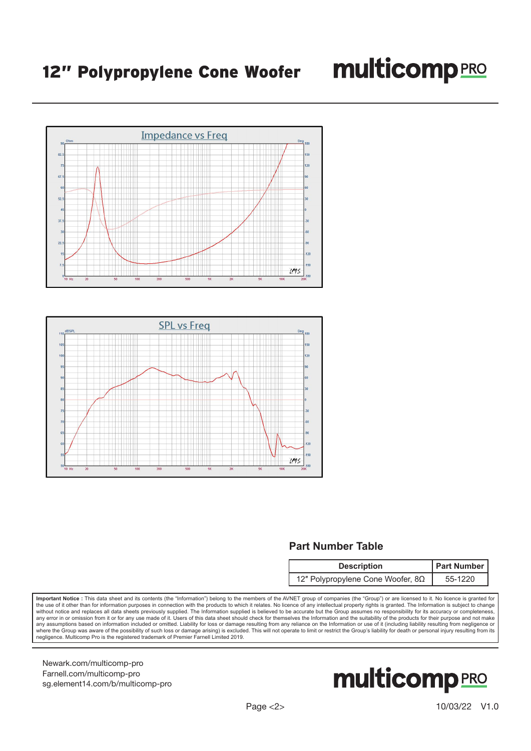Impedance vs Freq

Ohm

90
82.5
75
67.5
60
52.5
45
37.5
30
22.5
15
7.5
0

Deg

180
150
120
90
60
30
0
-30
-60
-90
-120
-150
-180

10 Hz 20 50 100 200 500 1K 2K 5K 10K 20K

LMS

SPL vs Freq

dBSPL

110
105
100
95
90
85
80
75
70
65
60
55
50

Deg

180
150
120
90
60
30
0
-30
-60
-90
-120
-150
-180

10 Hz 20 50 100 200 500 1K 2K 5K 10K 20K

LMS

## Part Number Table

| Description | Part Number |
|---|---|
| 12″ Polypropylene Cone Woofer, 8Ω | 55-1220 |

**Important Notice :** This data sheet and its contents (the "Information") belong to the members of the AVNET group of companies (the "Group") or are licensed to it. No licence is granted for the use of it other than for information purposes in connection with the products to which it relates. No licence of any intellectual property rights is granted. The Information is subject to change without notice and replaces all data sheets previously supplied. The Information supplied is believed to be accurate but the Group assumes no responsibility for its accuracy or completeness, any error in or omission from it or for any use made of it. Users of this data sheet should check for themselves the Information and the suitability of the products for their purpose and not make any assumptions based on information included or omitted. Liability for loss or damage resulting from any reliance on the Information or use of it (including liability resulting from negligence or where the Group was aware of the possibility of such loss or damage arising) is excluded. This will not operate to limit or restrict the Group's liability for death or personal injury resulting from its negligence. Multicomp Pro is the registered trademark of Premier Farnell Limited 2019.

Newark.com/multicomp-pro
Farnell.com/multicomp-pro
sg.element14.com/b/multicomp-pro